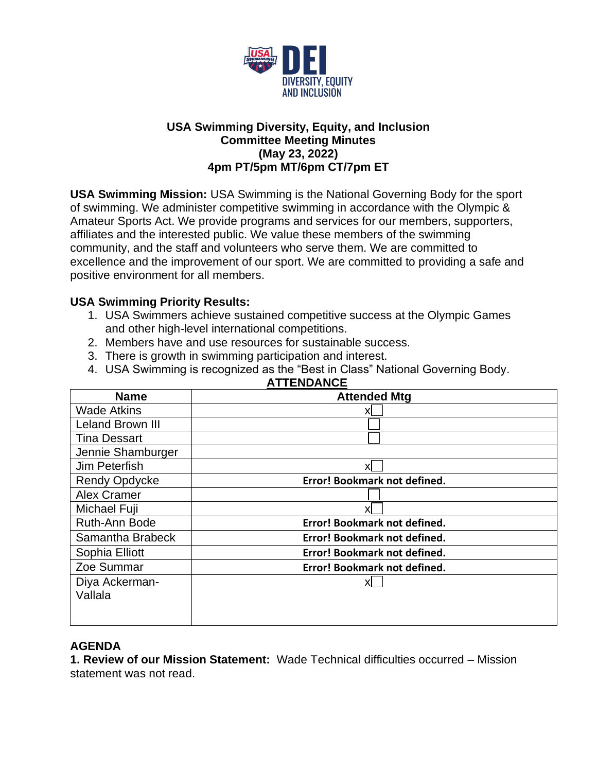# USA Swimming Diversity, Equity, and Inclusion Committee Meeting Minutes
## (May 23, 2022)
## 4pm PT/5pm MT/6pm CT/7pm ET

**USA Swimming Mission:** USA Swimming is the National Governing Body for the sport of swimming. We administer competitive swimming in accordance with the Olympic & Amateur Sports Act. We provide programs and services for our members, supporters, affiliates and the interested public. We value these members of the swimming community, and the staff and volunteers who serve them. We are committed to excellence and the improvement of our sport. We are committed to providing a safe and positive environment for all members.

**USA Swimming Priority Results:**

1. USA Swimmers achieve sustained competitive success at the Olympic Games and other high-level international competitions.
2. Members have and use resources for sustainable success.
3. There is growth in swimming participation and interest.
4. USA Swimming is recognized as the "Best in Class" National Governing Body.

**ATTENDANCE**

| Name | Attended Mtg |
|---|---|
| Wade Atkins | x☐ |
| Leland Brown III | ☐ |
| Tina Dessart | ☐ |
| Jennie Shamburger | |
| Jim Peterfish | x☐ |
| Rendy Opdycke | **Error! Bookmark not defined.** |
| Alex Cramer | ☐ |
| Michael Fuji | x☐ |
| Ruth-Ann Bode | **Error! Bookmark not defined.** |
| Samantha Brabeck | **Error! Bookmark not defined.** |
| Sophia Elliott | **Error! Bookmark not defined.** |
| Zoe Summar | **Error! Bookmark not defined.** |
| Diya Ackerman-Vallala | x☐ |

## AGENDA

**1. Review of our Mission Statement:** Wade Technical difficulties occurred – Mission statement was not read.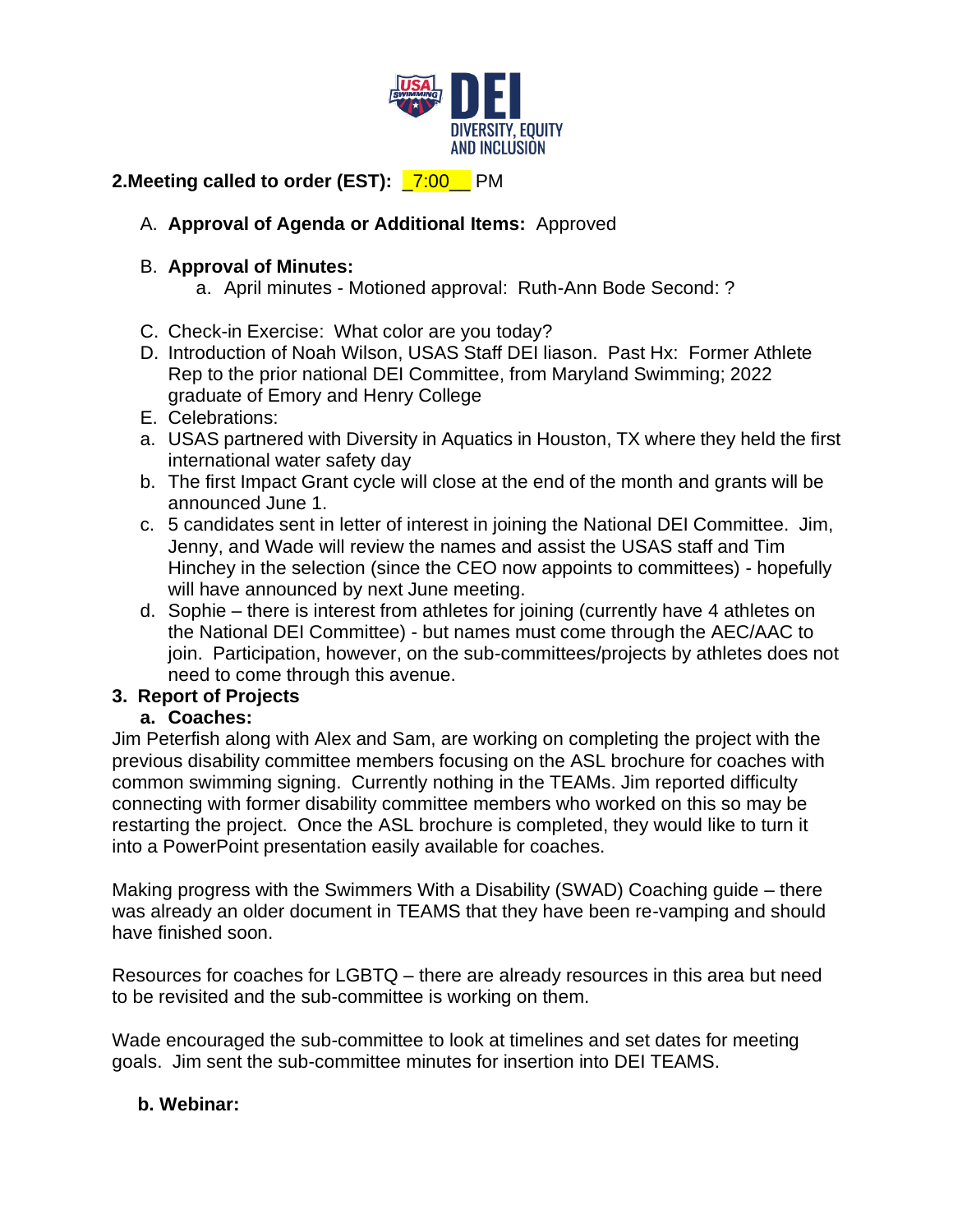**2.Meeting called to order (EST):** _7:00__ PM

A. **Approval of Agenda or Additional Items:** Approved

B. **Approval of Minutes:**
   a. April minutes - Motioned approval: Ruth-Ann Bode Second: ?

C. Check-in Exercise: What color are you today?

D. Introduction of Noah Wilson, USAS Staff DEI liason. Past Hx: Former Athlete Rep to the prior national DEI Committee, from Maryland Swimming; 2022 graduate of Emory and Henry College

E. Celebrations:

a. USAS partnered with Diversity in Aquatics in Houston, TX where they held the first international water safety day

b. The first Impact Grant cycle will close at the end of the month and grants will be announced June 1.

c. 5 candidates sent in letter of interest in joining the National DEI Committee. Jim, Jenny, and Wade will review the names and assist the USAS staff and Tim Hinchey in the selection (since the CEO now appoints to committees) - hopefully will have announced by next June meeting.

d. Sophie – there is interest from athletes for joining (currently have 4 athletes on the National DEI Committee) - but names must come through the AEC/AAC to join. Participation, however, on the sub-committees/projects by athletes does not need to come through this avenue.

**3. Report of Projects**

**a. Coaches:**

Jim Peterfish along with Alex and Sam, are working on completing the project with the previous disability committee members focusing on the ASL brochure for coaches with common swimming signing. Currently nothing in the TEAMs. Jim reported difficulty connecting with former disability committee members who worked on this so may be restarting the project. Once the ASL brochure is completed, they would like to turn it into a PowerPoint presentation easily available for coaches.

Making progress with the Swimmers With a Disability (SWAD) Coaching guide – there was already an older document in TEAMS that they have been re-vamping and should have finished soon.

Resources for coaches for LGBTQ – there are already resources in this area but need to be revisited and the sub-committee is working on them.

Wade encouraged the sub-committee to look at timelines and set dates for meeting goals. Jim sent the sub-committee minutes for insertion into DEI TEAMS.

**b. Webinar:**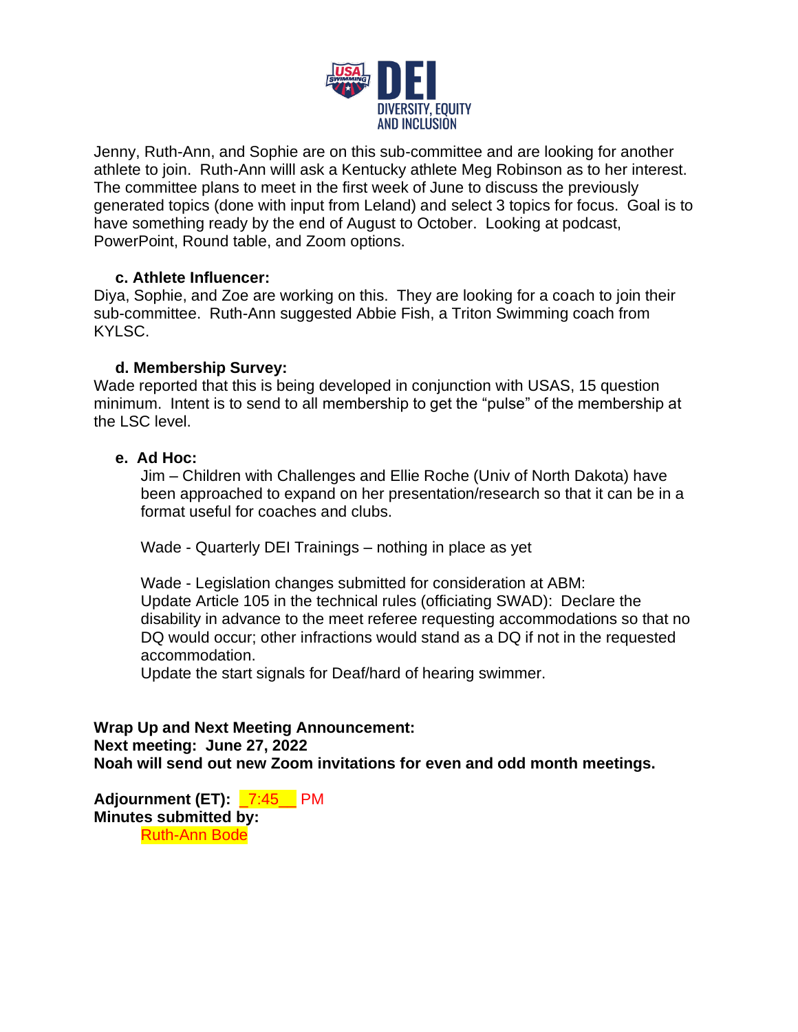Jenny, Ruth-Ann, and Sophie are on this sub-committee and are looking for another athlete to join. Ruth-Ann willl ask a Kentucky athlete Meg Robinson as to her interest. The committee plans to meet in the first week of June to discuss the previously generated topics (done with input from Leland) and select 3 topics for focus. Goal is to have something ready by the end of August to October. Looking at podcast, PowerPoint, Round table, and Zoom options.

**c. Athlete Influencer:**

Diya, Sophie, and Zoe are working on this. They are looking for a coach to join their sub-committee. Ruth-Ann suggested Abbie Fish, a Triton Swimming coach from KYLSC.

**d. Membership Survey:**

Wade reported that this is being developed in conjunction with USAS, 15 question minimum. Intent is to send to all membership to get the "pulse" of the membership at the LSC level.

**e. Ad Hoc:**

Jim – Children with Challenges and Ellie Roche (Univ of North Dakota) have been approached to expand on her presentation/research so that it can be in a format useful for coaches and clubs.

Wade - Quarterly DEI Trainings – nothing in place as yet

Wade - Legislation changes submitted for consideration at ABM:
Update Article 105 in the technical rules (officiating SWAD): Declare the disability in advance to the meet referee requesting accommodations so that no DQ would occur; other infractions would stand as a DQ if not in the requested accommodation.
Update the start signals for Deaf/hard of hearing swimmer.

**Wrap Up and Next Meeting Announcement:**
**Next meeting: June 27, 2022**
**Noah will send out new Zoom invitations for even and odd month meetings.**

**Adjournment (ET):** _7:45__ PM
**Minutes submitted by:**
Ruth-Ann Bode